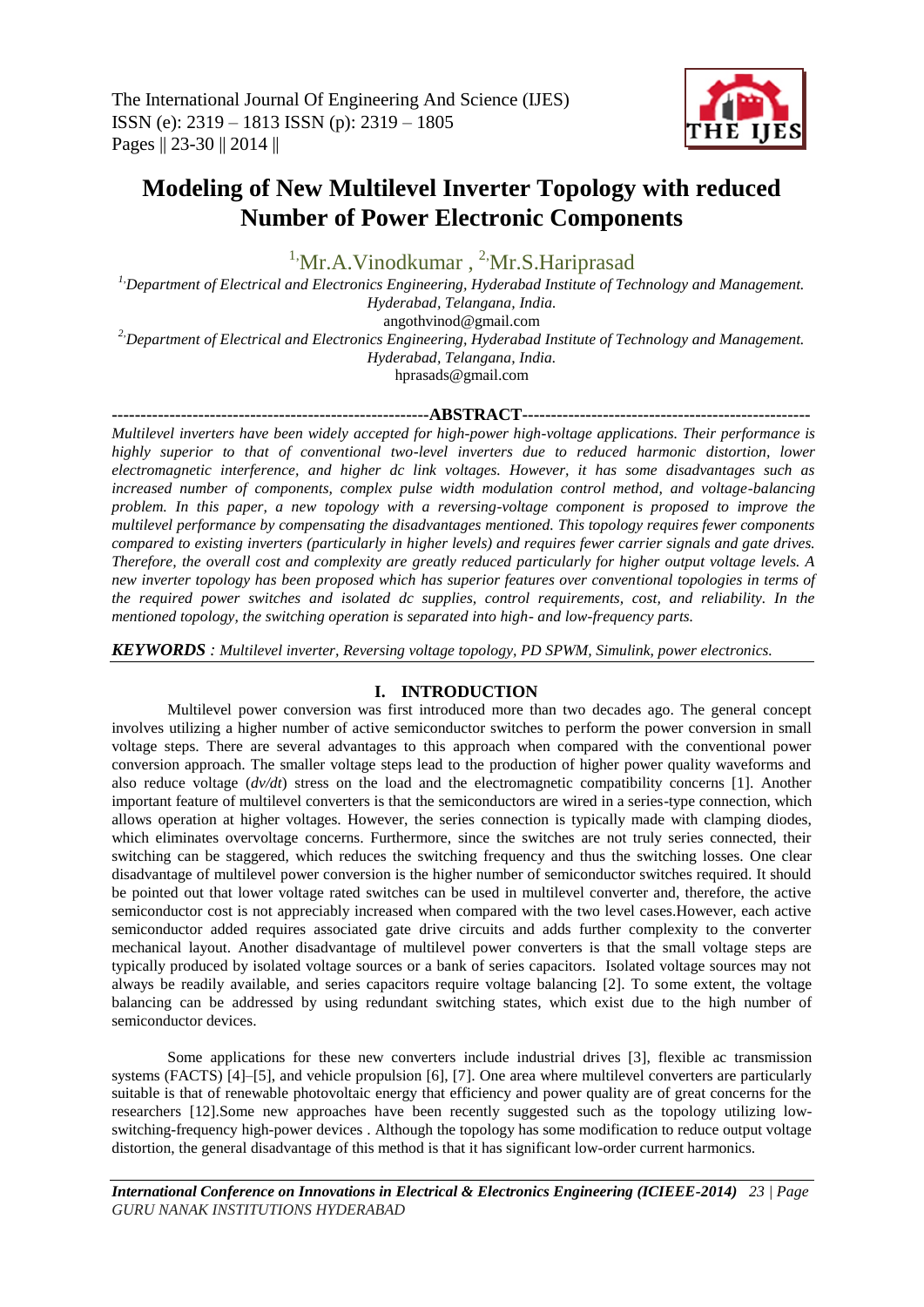# Modeling of New Multilevel Inverter Topology with reduced Number of Power Electronic Components

[1] Mr.A.Vinodkumar , [2] Mr.S.Hariprasad

[1] Department of Electrical and Electronics Engineering, Hyderabad Institute of Technology and Management. Hyderabad, Telangana, India.
angothvinod@gmail.com

[2] Department of Electrical and Electronics Engineering, Hyderabad Institute of Technology and Management. Hyderabad, Telangana, India.
hprasads@gmail.com

## ABSTRACT

*Multilevel inverters have been widely accepted for high-power high-voltage applications. Their performance is highly superior to that of conventional two-level inverters due to reduced harmonic distortion, lower electromagnetic interference, and higher dc link voltages. However, it has some disadvantages such as increased number of components, complex pulse width modulation control method, and voltage-balancing problem. In this paper, a new topology with a reversing-voltage component is proposed to improve the multilevel performance by compensating the disadvantages mentioned. This topology requires fewer components compared to existing inverters (particularly in higher levels) and requires fewer carrier signals and gate drives. Therefore, the overall cost and complexity are greatly reduced particularly for higher output voltage levels. A new inverter topology has been proposed which has superior features over conventional topologies in terms of the required power switches and isolated dc supplies, control requirements, cost, and reliability. In the mentioned topology, the switching operation is separated into high- and low-frequency parts.*

***KEYWORDS*** *: Multilevel inverter, Reversing voltage topology, PD SPWM, Simulink, power electronics.*

## I. INTRODUCTION

Multilevel power conversion was first introduced more than two decades ago. The general concept involves utilizing a higher number of active semiconductor switches to perform the power conversion in small voltage steps. There are several advantages to this approach when compared with the conventional power conversion approach. The smaller voltage steps lead to the production of higher power quality waveforms and also reduce voltage (*dv/dt*) stress on the load and the electromagnetic compatibility concerns [1]. Another important feature of multilevel converters is that the semiconductors are wired in a series-type connection, which allows operation at higher voltages. However, the series connection is typically made with clamping diodes, which eliminates overvoltage concerns. Furthermore, since the switches are not truly series connected, their switching can be staggered, which reduces the switching frequency and thus the switching losses. One clear disadvantage of multilevel power conversion is the higher number of semiconductor switches required. It should be pointed out that lower voltage rated switches can be used in multilevel converter and, therefore, the active semiconductor cost is not appreciably increased when compared with the two level cases.However, each active semiconductor added requires associated gate drive circuits and adds further complexity to the converter mechanical layout. Another disadvantage of multilevel power converters is that the small voltage steps are typically produced by isolated voltage sources or a bank of series capacitors. Isolated voltage sources may not always be readily available, and series capacitors require voltage balancing [2]. To some extent, the voltage balancing can be addressed by using redundant switching states, which exist due to the high number of semiconductor devices.

Some applications for these new converters include industrial drives [3], flexible ac transmission systems (FACTS) [4]–[5], and vehicle propulsion [6], [7]. One area where multilevel converters are particularly suitable is that of renewable photovoltaic energy that efficiency and power quality are of great concerns for the researchers [12].Some new approaches have been recently suggested such as the topology utilizing low-switching-frequency high-power devices . Although the topology has some modification to reduce output voltage distortion, the general disadvantage of this method is that it has significant low-order current harmonics.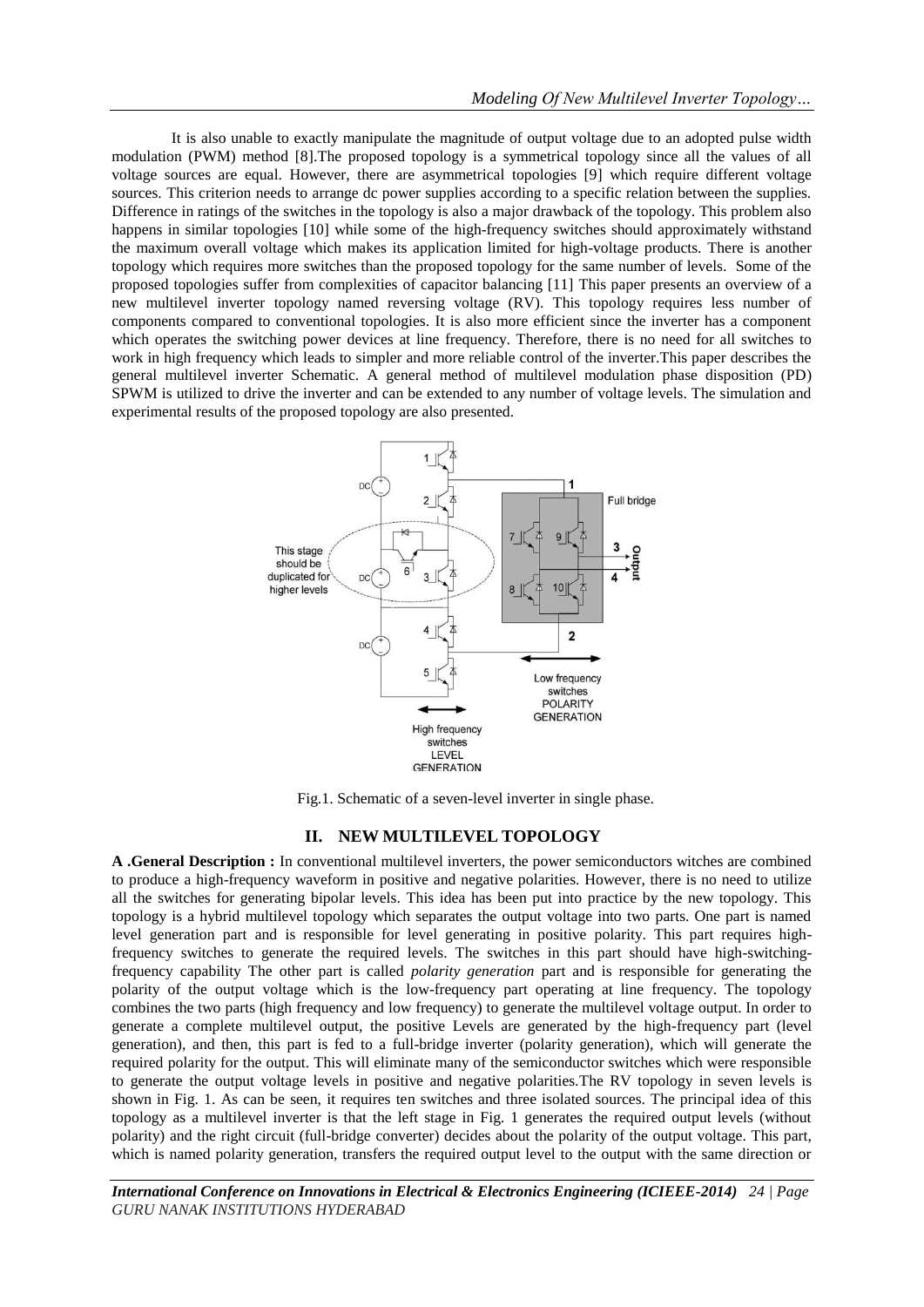It is also unable to exactly manipulate the magnitude of output voltage due to an adopted pulse width modulation (PWM) method [8].The proposed topology is a symmetrical topology since all the values of all voltage sources are equal. However, there are asymmetrical topologies [9] which require different voltage sources. This criterion needs to arrange dc power supplies according to a specific relation between the supplies. Difference in ratings of the switches in the topology is also a major drawback of the topology. This problem also happens in similar topologies [10] while some of the high-frequency switches should approximately withstand the maximum overall voltage which makes its application limited for high-voltage products. There is another topology which requires more switches than the proposed topology for the same number of levels. Some of the proposed topologies suffer from complexities of capacitor balancing [11] This paper presents an overview of a new multilevel inverter topology named reversing voltage (RV). This topology requires less number of components compared to conventional topologies. It is also more efficient since the inverter has a component which operates the switching power devices at line frequency. Therefore, there is no need for all switches to work in high frequency which leads to simpler and more reliable control of the inverter.This paper describes the general multilevel inverter Schematic. A general method of multilevel modulation phase disposition (PD) SPWM is utilized to drive the inverter and can be extended to any number of voltage levels. The simulation and experimental results of the proposed topology are also presented.

DC
1
2
This stage should be duplicated for higher levels
DC
6
3
DC
4
5
1
Full bridge
7
9
3
Output
8
10
4
2
Low frequency switches
POLARITY GENERATION
High frequency switches
LEVEL GENERATION

Fig.1. Schematic of a seven-level inverter in single phase.

## II. NEW MULTILEVEL TOPOLOGY

**A .General Description :** In conventional multilevel inverters, the power semiconductors witches are combined to produce a high-frequency waveform in positive and negative polarities. However, there is no need to utilize all the switches for generating bipolar levels. This idea has been put into practice by the new topology. This topology is a hybrid multilevel topology which separates the output voltage into two parts. One part is named level generation part and is responsible for level generating in positive polarity. This part requires high-frequency switches to generate the required levels. The switches in this part should have high-switching-frequency capability The other part is called *polarity generation* part and is responsible for generating the polarity of the output voltage which is the low-frequency part operating at line frequency. The topology combines the two parts (high frequency and low frequency) to generate the multilevel voltage output. In order to generate a complete multilevel output, the positive Levels are generated by the high-frequency part (level generation), and then, this part is fed to a full-bridge inverter (polarity generation), which will generate the required polarity for the output. This will eliminate many of the semiconductor switches which were responsible to generate the output voltage levels in positive and negative polarities.The RV topology in seven levels is shown in Fig. 1. As can be seen, it requires ten switches and three isolated sources. The principal idea of this topology as a multilevel inverter is that the left stage in Fig. 1 generates the required output levels (without polarity) and the right circuit (full-bridge converter) decides about the polarity of the output voltage. This part, which is named polarity generation, transfers the required output level to the output with the same direction or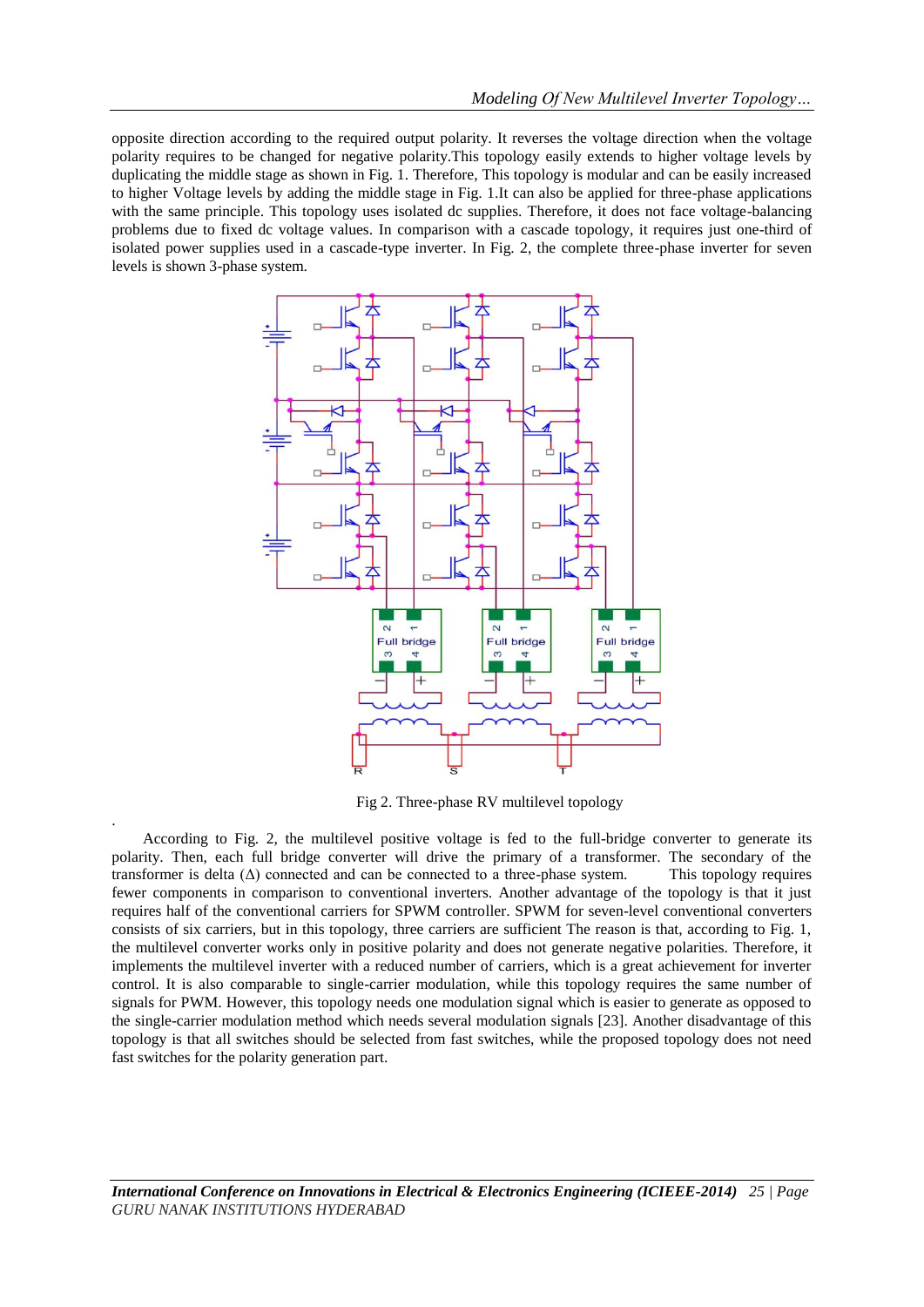opposite direction according to the required output polarity. It reverses the voltage direction when the voltage polarity requires to be changed for negative polarity.This topology easily extends to higher voltage levels by duplicating the middle stage as shown in Fig. 1. Therefore, This topology is modular and can be easily increased to higher Voltage levels by adding the middle stage in Fig. 1.It can also be applied for three-phase applications with the same principle. This topology uses isolated dc supplies. Therefore, it does not face voltage-balancing problems due to fixed dc voltage values. In comparison with a cascade topology, it requires just one-third of isolated power supplies used in a cascade-type inverter. In Fig. 2, the complete three-phase inverter for seven levels is shown 3-phase system.

Fig 2. Three-phase RV multilevel topology

According to Fig. 2, the multilevel positive voltage is fed to the full-bridge converter to generate its polarity. Then, each full bridge converter will drive the primary of a transformer. The secondary of the transformer is delta (Δ) connected and can be connected to a three-phase system. This topology requires fewer components in comparison to conventional inverters. Another advantage of the topology is that it just requires half of the conventional carriers for SPWM controller. SPWM for seven-level conventional converters consists of six carriers, but in this topology, three carriers are sufficient The reason is that, according to Fig. 1, the multilevel converter works only in positive polarity and does not generate negative polarities. Therefore, it implements the multilevel inverter with a reduced number of carriers, which is a great achievement for inverter control. It is also comparable to single-carrier modulation, while this topology requires the same number of signals for PWM. However, this topology needs one modulation signal which is easier to generate as opposed to the single-carrier modulation method which needs several modulation signals [23]. Another disadvantage of this topology is that all switches should be selected from fast switches, while the proposed topology does not need fast switches for the polarity generation part.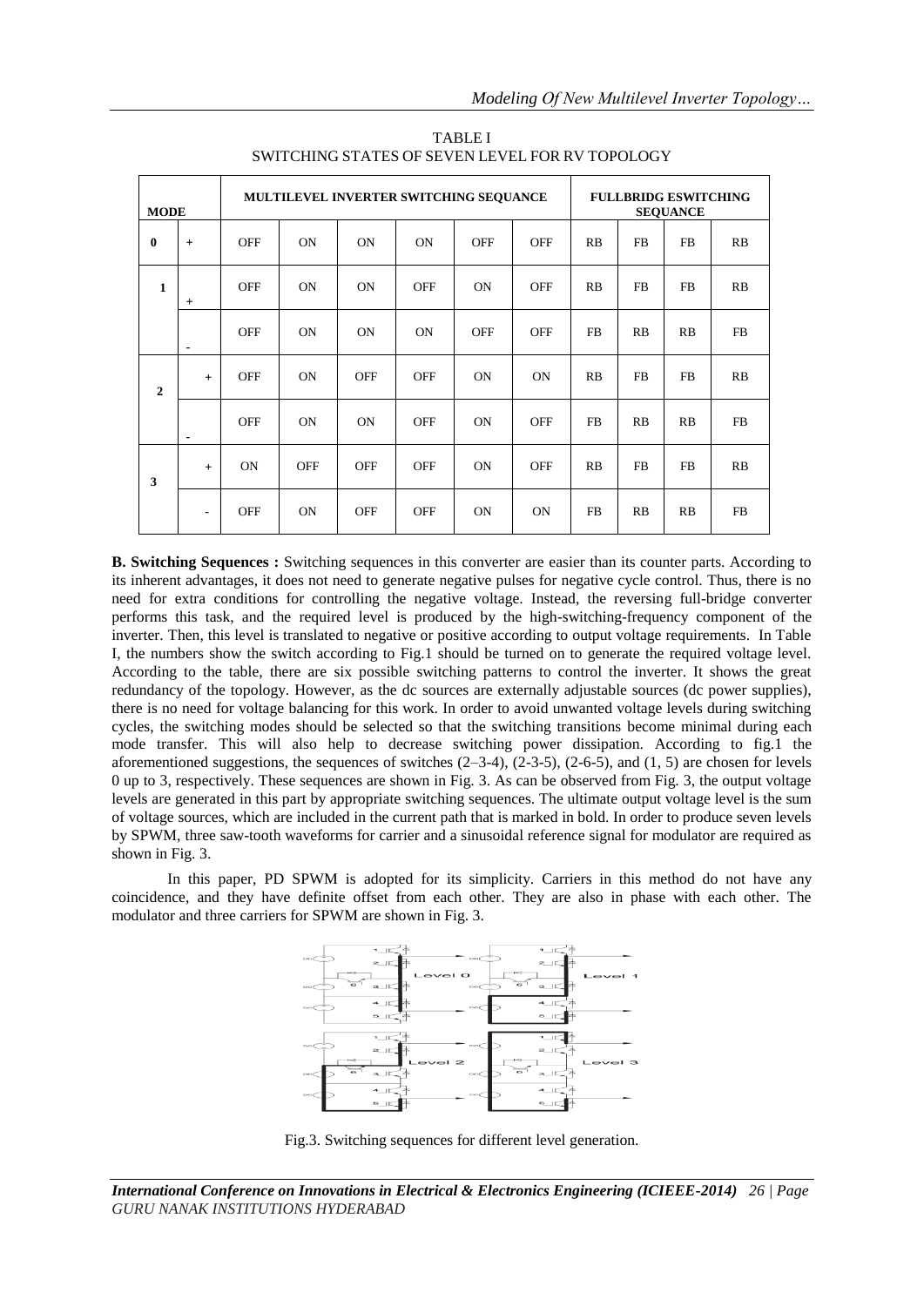TABLE I
SWITCHING STATES OF SEVEN LEVEL FOR RV TOPOLOGY

| MODE | | MULTILEVEL INVERTER SWITCHING SEQUANCE | | | | | | FULLBRIDG ESWITCHING SEQUANCE | | | |
|---|---|---|---|---|---|---|---|---|---|---|---|
| **0** | + | OFF | ON | ON | ON | OFF | OFF | RB | FB | FB | RB |
| **1** | + | OFF | ON | ON | OFF | ON | OFF | RB | FB | FB | RB |
| | - | OFF | ON | ON | ON | OFF | OFF | FB | RB | RB | FB |
| **2** | + | OFF | ON | OFF | OFF | ON | ON | RB | FB | FB | RB |
| | - | OFF | ON | ON | OFF | ON | OFF | FB | RB | RB | FB |
| **3** | + | ON | OFF | OFF | OFF | ON | OFF | RB | FB | FB | RB |
| | - | OFF | ON | OFF | OFF | ON | ON | FB | RB | RB | FB |

**B. Switching Sequences :** Switching sequences in this converter are easier than its counter parts. According to its inherent advantages, it does not need to generate negative pulses for negative cycle control. Thus, there is no need for extra conditions for controlling the negative voltage. Instead, the reversing full-bridge converter performs this task, and the required level is produced by the high-switching-frequency component of the inverter. Then, this level is translated to negative or positive according to output voltage requirements. In Table I, the numbers show the switch according to Fig.1 should be turned on to generate the required voltage level. According to the table, there are six possible switching patterns to control the inverter. It shows the great redundancy of the topology. However, as the dc sources are externally adjustable sources (dc power supplies), there is no need for voltage balancing for this work. In order to avoid unwanted voltage levels during switching cycles, the switching modes should be selected so that the switching transitions become minimal during each mode transfer. This will also help to decrease switching power dissipation. According to fig.1 the aforementioned suggestions, the sequences of switches (2–3-4), (2-3-5), (2-6-5), and (1, 5) are chosen for levels 0 up to 3, respectively. These sequences are shown in Fig. 3. As can be observed from Fig. 3, the output voltage levels are generated in this part by appropriate switching sequences. The ultimate output voltage level is the sum of voltage sources, which are included in the current path that is marked in bold. In order to produce seven levels by SPWM, three saw-tooth waveforms for carrier and a sinusoidal reference signal for modulator are required as shown in Fig. 3.

In this paper, PD SPWM is adopted for its simplicity. Carriers in this method do not have any coincidence, and they have definite offset from each other. They are also in phase with each other. The modulator and three carriers for SPWM are shown in Fig. 3.

Fig.3. Switching sequences for different level generation.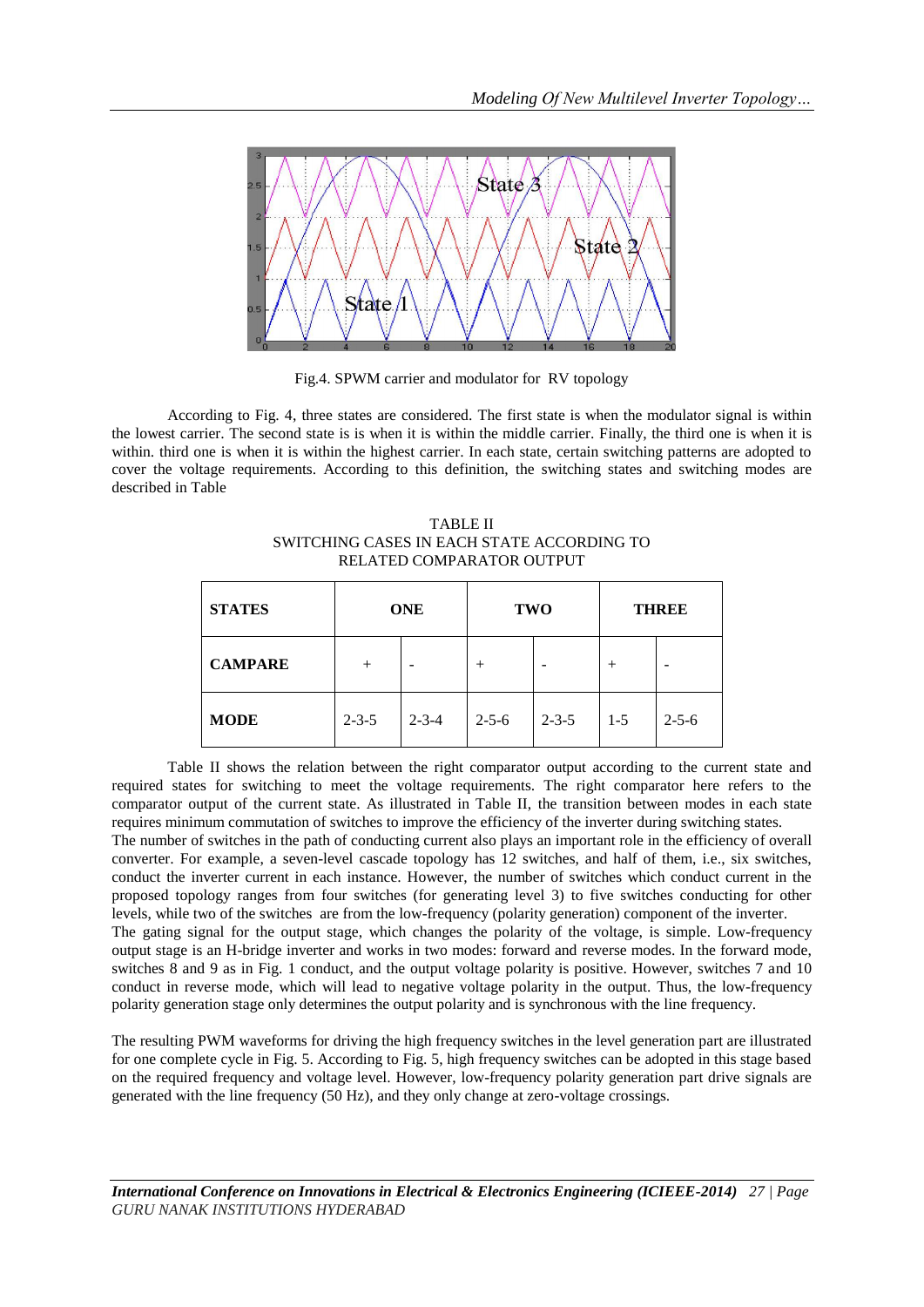Fig.4. SPWM carrier and modulator for RV topology

According to Fig. 4, three states are considered. The first state is when the modulator signal is within the lowest carrier. The second state is is when it is within the middle carrier. Finally, the third one is when it is within. third one is when it is within the highest carrier. In each state, certain switching patterns are adopted to cover the voltage requirements. According to this definition, the switching states and switching modes are described in Table

TABLE II
SWITCHING CASES IN EACH STATE ACCORDING TO RELATED COMPARATOR OUTPUT

| **STATES** | **ONE** | | **TWO** | | **THREE** | |
|---|---|---|---|---|---|---|
| **CAMPARE** | + | - | + | - | + | - |
| **MODE** | 2-3-5 | 2-3-4 | 2-5-6 | 2-3-5 | 1-5 | 2-5-6 |

Table II shows the relation between the right comparator output according to the current state and required states for switching to meet the voltage requirements. The right comparator here refers to the comparator output of the current state. As illustrated in Table II, the transition between modes in each state requires minimum commutation of switches to improve the efficiency of the inverter during switching states.
The number of switches in the path of conducting current also plays an important role in the efficiency of overall converter. For example, a seven-level cascade topology has 12 switches, and half of them, i.e., six switches, conduct the inverter current in each instance. However, the number of switches which conduct current in the proposed topology ranges from four switches (for generating level 3) to five switches conducting for other levels, while two of the switches are from the low-frequency (polarity generation) component of the inverter.
The gating signal for the output stage, which changes the polarity of the voltage, is simple. Low-frequency output stage is an H-bridge inverter and works in two modes: forward and reverse modes. In the forward mode, switches 8 and 9 as in Fig. 1 conduct, and the output voltage polarity is positive. However, switches 7 and 10 conduct in reverse mode, which will lead to negative voltage polarity in the output. Thus, the low-frequency polarity generation stage only determines the output polarity and is synchronous with the line frequency.

The resulting PWM waveforms for driving the high frequency switches in the level generation part are illustrated for one complete cycle in Fig. 5. According to Fig. 5, high frequency switches can be adopted in this stage based on the required frequency and voltage level. However, low-frequency polarity generation part drive signals are generated with the line frequency (50 Hz), and they only change at zero-voltage crossings.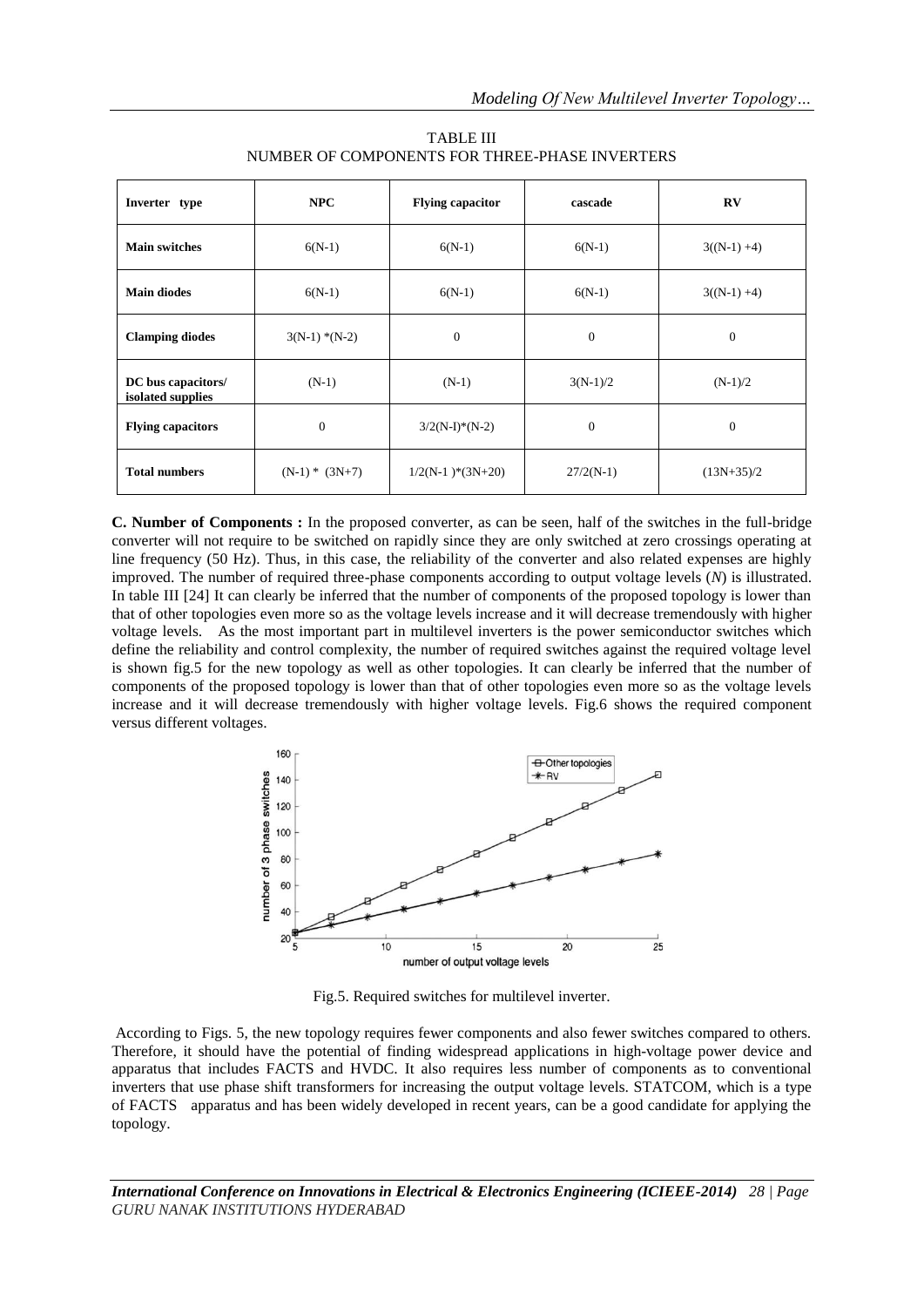TABLE III
NUMBER OF COMPONENTS FOR THREE-PHASE INVERTERS

| Inverter type | NPC | Flying capacitor | cascade | RV |
|---|---|---|---|---|
| **Main switches** | 6(N-1) | 6(N-1) | 6(N-1) | 3((N-1) +4) |
| **Main diodes** | 6(N-1) | 6(N-1) | 6(N-1) | 3((N-1) +4) |
| **Clamping diodes** | 3(N-1) *(N-2) | 0 | 0 | 0 |
| **DC bus capacitors/ isolated supplies** | (N-1) | (N-1) | 3(N-1)/2 | (N-1)/2 |
| **Flying capacitors** | 0 | 3/2(N-I)*(N-2) | 0 | 0 |
| **Total numbers** | (N-1) * (3N+7) | 1/2(N-1 )*(3N+20) | 27/2(N-1) | (13N+35)/2 |

**C. Number of Components :** In the proposed converter, as can be seen, half of the switches in the full-bridge converter will not require to be switched on rapidly since they are only switched at zero crossings operating at line frequency (50 Hz). Thus, in this case, the reliability of the converter and also related expenses are highly improved. The number of required three-phase components according to output voltage levels (*N*) is illustrated. In table III [24] It can clearly be inferred that the number of components of the proposed topology is lower than that of other topologies even more so as the voltage levels increase and it will decrease tremendously with higher voltage levels. As the most important part in multilevel inverters is the power semiconductor switches which define the reliability and control complexity, the number of required switches against the required voltage level is shown fig.5 for the new topology as well as other topologies. It can clearly be inferred that the number of components of the proposed topology is lower than that of other topologies even more so as the voltage levels increase and it will decrease tremendously with higher voltage levels. Fig.6 shows the required component versus different voltages.

Fig.5. Required switches for multilevel inverter.

According to Figs. 5, the new topology requires fewer components and also fewer switches compared to others. Therefore, it should have the potential of finding widespread applications in high-voltage power device and apparatus that includes FACTS and HVDC. It also requires less number of components as to conventional inverters that use phase shift transformers for increasing the output voltage levels. STATCOM, which is a type of FACTS apparatus and has been widely developed in recent years, can be a good candidate for applying the topology.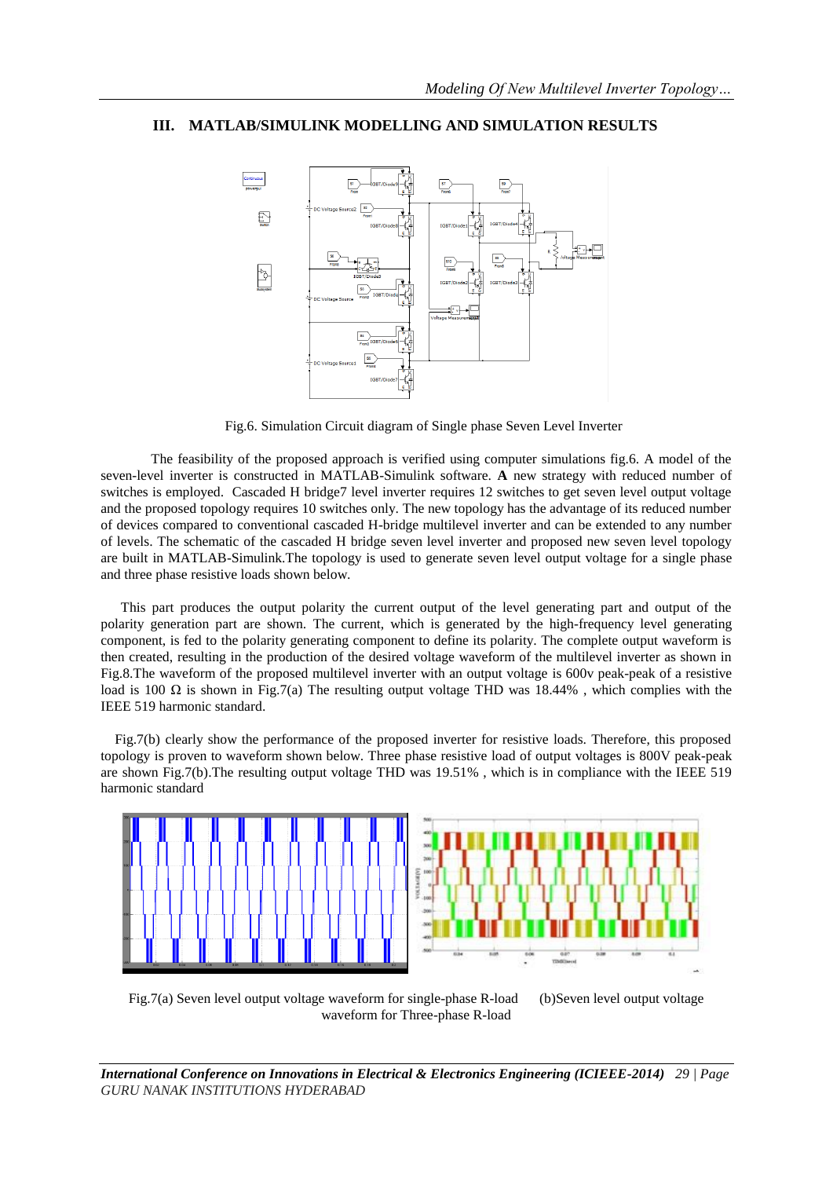## III. MATLAB/SIMULINK MODELLING AND SIMULATION RESULTS

Fig.6. Simulation Circuit diagram of Single phase Seven Level Inverter

The feasibility of the proposed approach is verified using computer simulations fig.6. A model of the seven-level inverter is constructed in MATLAB-Simulink software. **A** new strategy with reduced number of switches is employed. Cascaded H bridge7 level inverter requires 12 switches to get seven level output voltage and the proposed topology requires 10 switches only. The new topology has the advantage of its reduced number of devices compared to conventional cascaded H-bridge multilevel inverter and can be extended to any number of levels. The schematic of the cascaded H bridge seven level inverter and proposed new seven level topology are built in MATLAB-Simulink.The topology is used to generate seven level output voltage for a single phase and three phase resistive loads shown below.

This part produces the output polarity the current output of the level generating part and output of the polarity generation part are shown. The current, which is generated by the high-frequency level generating component, is fed to the polarity generating component to define its polarity. The complete output waveform is then created, resulting in the production of the desired voltage waveform of the multilevel inverter as shown in Fig.8.The waveform of the proposed multilevel inverter with an output voltage is 600v peak-peak of a resistive load is 100 Ω is shown in Fig.7(a) The resulting output voltage THD was 18.44% , which complies with the IEEE 519 harmonic standard.

Fig.7(b) clearly show the performance of the proposed inverter for resistive loads. Therefore, this proposed topology is proven to waveform shown below. Three phase resistive load of output voltages is 800V peak-peak are shown Fig.7(b).The resulting output voltage THD was 19.51% , which is in compliance with the IEEE 519 harmonic standard

Fig.7(a) Seven level output voltage waveform for single-phase R-load (b)Seven level output voltage waveform for Three-phase R-load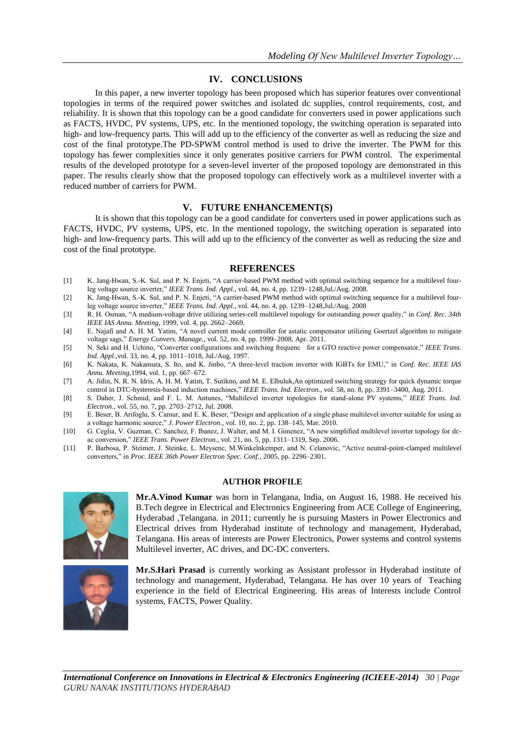## IV. CONCLUSIONS

In this paper, a new inverter topology has been proposed which has superior features over conventional topologies in terms of the required power switches and isolated dc supplies, control requirements, cost, and reliability. It is shown that this topology can be a good candidate for converters used in power applications such as FACTS, HVDC, PV systems, UPS, etc. In the mentioned topology, the switching operation is separated into high- and low-frequency parts. This will add up to the efficiency of the converter as well as reducing the size and cost of the final prototype.The PD-SPWM control method is used to drive the inverter. The PWM for this topology has fewer complexities since it only generates positive carriers for PWM control. The experimental results of the developed prototype for a seven-level inverter of the proposed topology are demonstrated in this paper. The results clearly show that the proposed topology can effectively work as a multilevel inverter with a reduced number of carriers for PWM.

## V. FUTURE ENHANCEMENT(S)

It is shown that this topology can be a good candidate for converters used in power applications such as FACTS, HVDC, PV systems, UPS, etc. In the mentioned topology, the switching operation is separated into high- and low-frequency parts. This will add up to the efficiency of the converter as well as reducing the size and cost of the final prototype.

## REFERENCES

[1] K. Jang-Hwan, S.-K. Sul, and P. N. Enjeti, "A carrier-based PWM method with optimal switching sequence for a multilevel four-leg voltage source inverter," *IEEE Trans. Ind. Appl.*, vol. 44, no. 4, pp. 1239–1248,Jul./Aug. 2008.

[2] K. Jang-Hwan, S.-K. Sul, and P. N. Enjeti, "A carrier-based PWM method with optimal switching sequence for a multilevel four-leg voltage source inverter," *IEEE Trans. Ind. Appl.*, vol. 44, no. 4, pp. 1239–1248,Jul./Aug. 2008

[3] R. H. Osman, "A medium-voltage drive utilizing series-cell multilevel topology for outstanding power quality," in *Conf. Rec. 34th IEEE IAS Annu. Meeting*, 1999, vol. 4, pp. 2662–2669.

[4] E. Najafi and A. H. M. Yatim, "A novel current mode controller for astatic compensator utilizing Goertzel algorithm to mitigate voltage sags," *Energy Convers. Manage.*, vol. 52, no. 4, pp. 1999–2008, Apr. 2011.

[5] N. Seki and H. Uchino, "Converter configurations and switching frequenc for a GTO reactive power compensator," *IEEE Trans. Ind. Appl.*,vol. 33, no. 4, pp. 1011–1018, Jul./Aug. 1997.

[6] K. Nakata, K. Nakamura, S. Ito, and K. Jinbo, "A three-level traction inverter with IGBTs for EMU," in *Conf. Rec. IEEE IAS Annu. Meeting*,1994, vol. 1, pp. 667–672.

[7] A. Jidin, N. R. N. Idris, A. H. M. Yatim, T. Sutikno, and M. E. Elbuluk,An optimized switching strategy for quick dynamic torque control in DTC-hysteresis-based induction machines," *IEEE Trans. Ind. Electron.*, vol. 58, no. 8, pp. 3391–3400, Aug. 2011.

[8] S. Daher, J. Schmid, and F. L. M. Antunes, "Multilevel inverter topologies for stand-alone PV systems," *IEEE Trans. Ind. Electron.*, vol. 55, no. 7, pp. 2703–2712, Jul. 2008.

[9] E. Beser, B. Arifoglu, S. Camur, and E. K. Beser, "Design and application of a single phase multilevel inverter suitable for using as a voltage harmonic source," *J. Power Electron.*, vol. 10, no. 2, pp. 138–145, Mar. 2010.

[10] G. Ceglia, V. Guzman, C. Sanchez, F. Ibanez, J. Walter, and M. I. Gimenez, "A new simplified multilevel inverter topology for dc-ac conversion," *IEEE Trans. Power Electron.*, vol. 21, no. 5, pp. 1311–1319, Sep. 2006.

[11] P. Barbosa, P. Steimer, J. Steinke, L. Meysenc, M.Winkelnkemper, and N. Celanovic, "Active neutral-point-clamped multilevel converters," in *Proc. IEEE 36th Power Electron Spec. Conf.*, 2005, pp. 2296–2301.

### AUTHOR PROFILE

**Mr.A.Vinod Kumar** was born in Telangana, India, on August 16, 1988. He received his B.Tech degree in Electrical and Electronics Engineering from ACE College of Engineering, Hyderabad ,Telangana. in 2011; currently he is pursuing Masters in Power Electronics and Electrical drives from Hyderabad institute of technology and management, Hyderabad, Telangana. His areas of interests are Power Electronics, Power systems and control systems Multilevel inverter, AC drives, and DC-DC converters.

**Mr.S.Hari Prasad** is currently working as Assistant professor in Hyderabad institute of technology and management, Hyderabad, Telangana. He has over 10 years of Teaching experience in the field of Electrical Engineering. His areas of Interests include Control systems, FACTS, Power Quality.